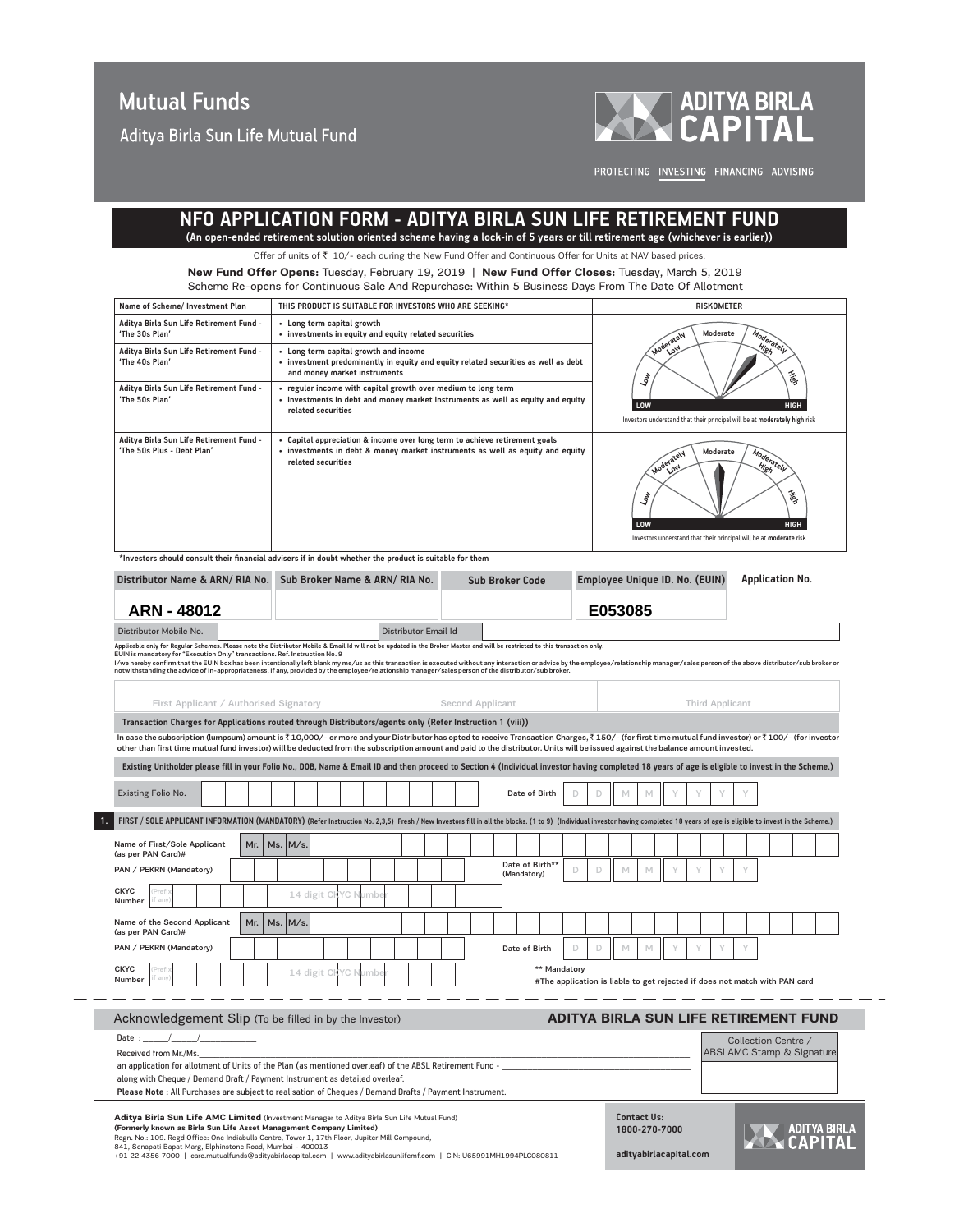# Mutual Funds

Aditya Birla Sun Life Mutual Fund

ADITYA BIRLA CAPITAL

PROTECTING INVESTING FINANCING ADVISING

## NFO APPLICATION FORM - ADITYA BIRLA SUN LIFE RETIREMENT FUND

**(An open-ended retirement solution oriented scheme having a lock-in of 5 years or till retirement age (whichever is earlier))**

Offer of units of ₹ 10/- each during the New Fund Offer and Continuous Offer for Units at NAV based prices.

**New Fund Offer Opens:** Tuesday, February 19, 2019 | **New Fund Offer Closes:** Tuesday, March 5, 2019

Scheme Re-opens for Continuous Sale And Repurchase: Within 5 Business Days From The Date Of Allotment

| Name of Scheme/ Investment Plan | THIS PRODUCT IS SUITABLE FOR INVESTORS WHO ARE SEEKING* | RISKOMETER |
|---|---|---|
| Aditya Birla Sun Life Retirement Fund - 'The 30s Plan' | • Long term capital growth<br>• investments in equity and equity related securities | Investors understand that their principal will be at **moderately high** risk |
| Aditya Birla Sun Life Retirement Fund - 'The 40s Plan' | • Long term capital growth and income<br>• investment predominantly in equity and equity related securities as well as debt and money market instruments | |
| Aditya Birla Sun Life Retirement Fund - 'The 50s Plan' | • regular income with capital growth over medium to long term<br>• investments in debt and money market instruments as well as equity and equity related securities | |
| Aditya Birla Sun Life Retirement Fund - 'The 50s Plus - Debt Plan' | • Capital appreciation & income over long term to achieve retirement goals<br>• investments in debt & money market instruments as well as equity and equity related securities | Investors understand that their principal will be at **moderate** risk |

*Investors should consult their financial advisers in if doubt whether the product is suitable for them

| Distributor Name & ARN/ RIA No. | Sub Broker Name & ARN/ RIA No. | Sub Broker Code | Employee Unique ID. No. (EUIN) | Application No. |
|---|---|---|---|---|
| ARN - 48012 | | | E053085 | |

Distributor Mobile No. ____________ Distributor Email Id ____________

Applicable only for Regular Schemes. Please note the Distributor Mobile & Email Id will not be updated in the Broker Master and will be restricted to this transaction only.
EUIN is mandatory for "Execution Only" transactions. Ref. Instruction No. 9
I/we hereby confirm that the EUIN box has been intentionally left blank my me/us as this transaction is executed without any interaction or advice by the employee/relationship manager/sales person of the above distributor/sub broker or notwithstanding the advice of in-appropriateness, if any, provided by the employee/relationship manager/sales person of the distributor/sub broker.

| First Applicant / Authorised Signatory | Second Applicant | Third Applicant |
|---|---|---|
| | | |

**Transaction Charges for Applications routed through Distributors/agents only (Refer Instruction 1 (viii))**

In case the subscription (lumpsum) amount is ₹ 10,000/- or more and your Distributor has opted to receive Transaction Charges, ₹ 150/- (for first time mutual fund investor) or ₹ 100/- (for investor other than first time mutual fund investor) will be deducted from the subscription amount and paid to the distributor. Units will be issued against the balance amount invested.

**Existing Unitholder please fill in your Folio No., DOB, Name & Email ID and then proceed to Section 4 (Individual investor having completed 18 years of age is eligible to invest in the Scheme.)**

Existing Folio No. ____________ Date of Birth D D M M Y Y Y Y

**1. FIRST / SOLE APPLICANT INFORMATION (MANDATORY)** (Refer Instruction No. 2,3,5) Fresh / New Investors fill in all the blocks. (1 to 9) (Individual investor having completed 18 years of age is eligible to invest in the Scheme.)

Name of First/Sole Applicant (as per PAN Card)# Mr. Ms. M/s. ____________

PAN / PEKRN (Mandatory) ____________ Date of Birth** (Mandatory) D D M M Y Y Y Y

CKYC Number (Prefix if any) 14 digit CKYC Number

Name of the Second Applicant (as per PAN Card)# Mr. Ms. M/s. ____________

PAN / PEKRN (Mandatory) ____________ Date of Birth D D M M Y Y Y Y

CKYC Number (Prefix if any) 14 digit CKYC Number

** Mandatory
#The application is liable to get rejected if does not match with PAN card

---

Acknowledgement Slip (To be filled in by the Investor) **ADITYA BIRLA SUN LIFE RETIREMENT FUND**

Date : ____/____/________

Received from Mr./Ms.____________

an application for allotment of Units of the Plan (as mentioned overleaf) of the ABSL Retirement Fund - ____________

along with Cheque / Demand Draft / Payment Instrument as detailed overleaf.

**Please Note** : All Purchases are subject to realisation of Cheques / Demand Drafts / Payment Instrument.

Collection Centre / ABSLAMC Stamp & Signature

**Aditya Birla Sun Life AMC Limited** (Investment Manager to Aditya Birla Sun Life Mutual Fund)
**(Formerly known as Birla Sun Life Asset Management Company Limited)**
Regn. No.: 109. Regd Office: One Indiabulls Centre, Tower 1, 17th Floor, Jupiter Mill Compound, 841, Senapati Bapat Marg, Elphinstone Road, Mumbai - 400013
+91 22 4356 7000 | care.mutualfunds@adityabirlacapital.com | www.adityabirlasunlifemf.com | CIN: U65991MH1994PLC080811

**Contact Us:**
**1800-270-7000**

**adityabirlacapital.com**

ADITYA BIRLA CAPITAL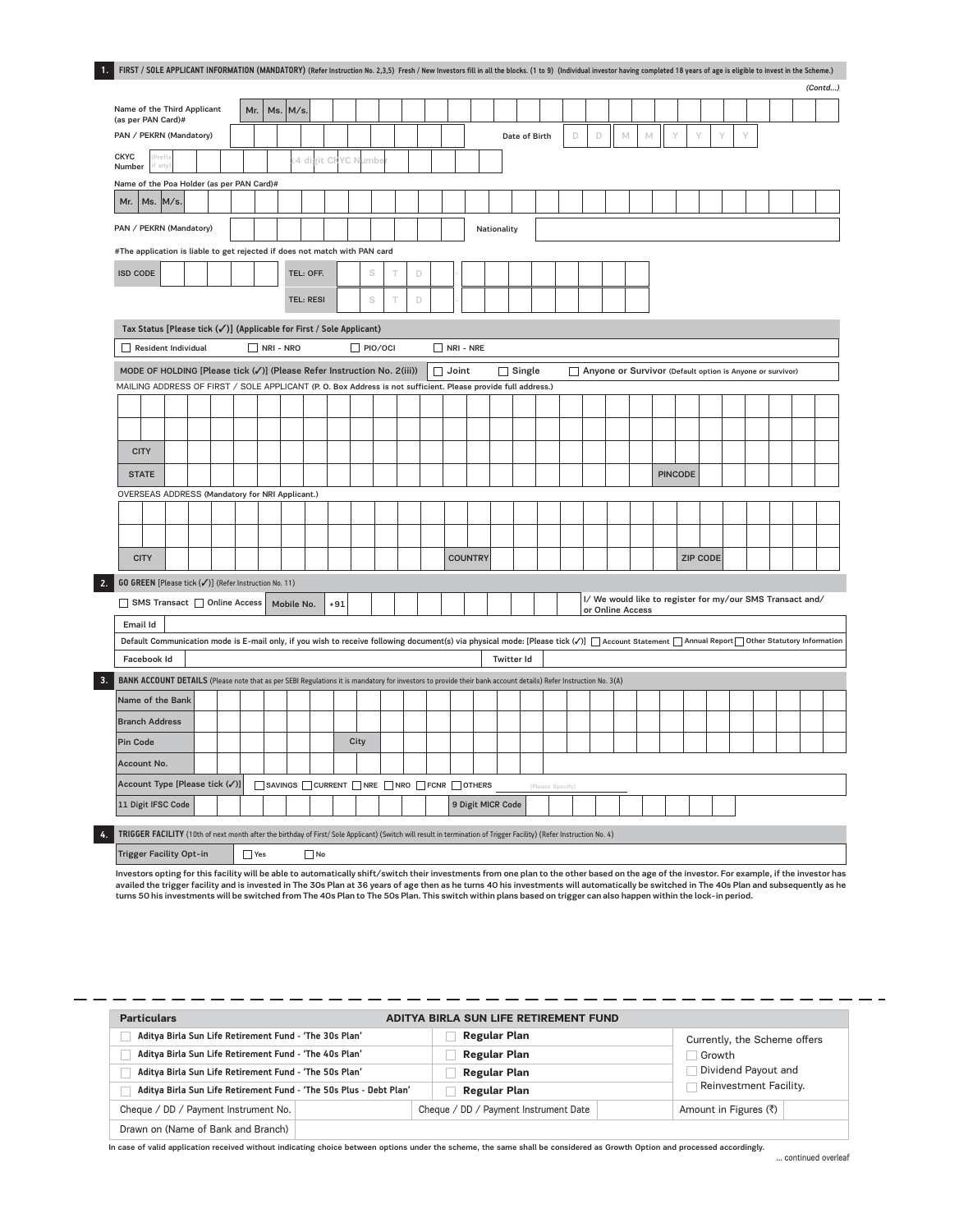## 1. FIRST / SOLE APPLICANT INFORMATION (MANDATORY) (Refer Instruction No. 2,3,5) Fresh / New Investors fill in all the blocks. (1 to 9) (Individual investor having completed 18 years of age is eligible to invest in the Scheme.)

*(Contd...)*

Name of the Third Applicant (as per PAN Card)# Mr. | Ms. | M/s.

PAN / PEKRN (Mandatory) | Date of Birth D D M M Y Y Y Y

CKYC Number (Prefix if any) | 14 digit CKYC Number

Name of the Poa Holder (as per PAN Card)#

Mr. | Ms. | M/s.

PAN / PEKRN (Mandatory) | Nationality

#The application is liable to get rejected if does not match with PAN card

ISD CODE | TEL: OFF. S T D

TEL: RESI S T D

**Tax Status [Please tick (✓)] (Applicable for First / Sole Applicant)**

☐ Resident Individual ☐ NRI - NRO ☐ PIO/OCI ☐ NRI - NRE

**MODE OF HOLDING [Please tick (✓)] (Please Refer Instruction No. 2(iii))** ☐ Joint ☐ Single ☐ Anyone or Survivor (Default option is Anyone or survivor)

MAILING ADDRESS OF FIRST / SOLE APPLICANT (P. O. Box Address is not sufficient. Please provide full address.)

CITY

STATE | PINCODE

OVERSEAS ADDRESS (Mandatory for NRI Applicant.)

CITY | COUNTRY | ZIP CODE

## 2. GO GREEN [Please tick (✓)] (Refer Instruction No. 11)

☐ SMS Transact ☐ Online Access | Mobile No. +91 | I/ We would like to register for my/our SMS Transact and/ or Online Access

Email Id

Default Communication mode is E-mail only, if you wish to receive following document(s) via physical mode: [Please tick (✓)] ☐ Account Statement ☐ Annual Report ☐ Other Statutory Information

Facebook Id | Twitter Id

## 3. BANK ACCOUNT DETAILS (Please note that as per SEBI Regulations it is mandatory for investors to provide their bank account details) Refer Instruction No. 3(A)

Name of the Bank

Branch Address

Pin Code | City

Account No.

Account Type [Please tick (✓)] ☐ SAVINGS ☐ CURRENT ☐ NRE ☐ NRO ☐ FCNR ☐ OTHERS (Please Specify)

11 Digit IFSC Code | 9 Digit MICR Code

## 4. TRIGGER FACILITY (10th of next month after the birthday of First/ Sole Applicant) (Switch will result in termination of Trigger Facility) (Refer Instruction No. 4)

Trigger Facility Opt-in ☐ Yes ☐ No

Investors opting for this facility will be able to automatically shift/switch their investments from one plan to the other based on the age of the investor. For example, if the investor has availed the trigger facility and is invested in The 30s Plan at 36 years of age then as he turns 40 his investments will automatically be switched in The 40s Plan and subsequently as he turns 50 his investments will be switched from The 40s Plan to The 50s Plan. This switch within plans based on trigger can also happen within the lock-in period.

| Particulars | ADITYA BIRLA SUN LIFE RETIREMENT FUND | |
|---|---|---|
| ☐ Aditya Birla Sun Life Retirement Fund - 'The 30s Plan' | ☐ Regular Plan | Currently, the Scheme offers ☐ Growth ☐ Dividend Payout and ☐ Reinvestment Facility. |
| ☐ Aditya Birla Sun Life Retirement Fund - 'The 40s Plan' | ☐ Regular Plan | |
| ☐ Aditya Birla Sun Life Retirement Fund - 'The 50s Plan' | ☐ Regular Plan | |
| ☐ Aditya Birla Sun Life Retirement Fund - 'The 50s Plus - Debt Plan' | ☐ Regular Plan | |
| Cheque / DD / Payment Instrument No. | Cheque / DD / Payment Instrument Date | Amount in Figures (₹) |
| Drawn on (Name of Bank and Branch) | | |

In case of valid application received without indicating choice between options under the scheme, the same shall be considered as Growth Option and processed accordingly.

... continued overleaf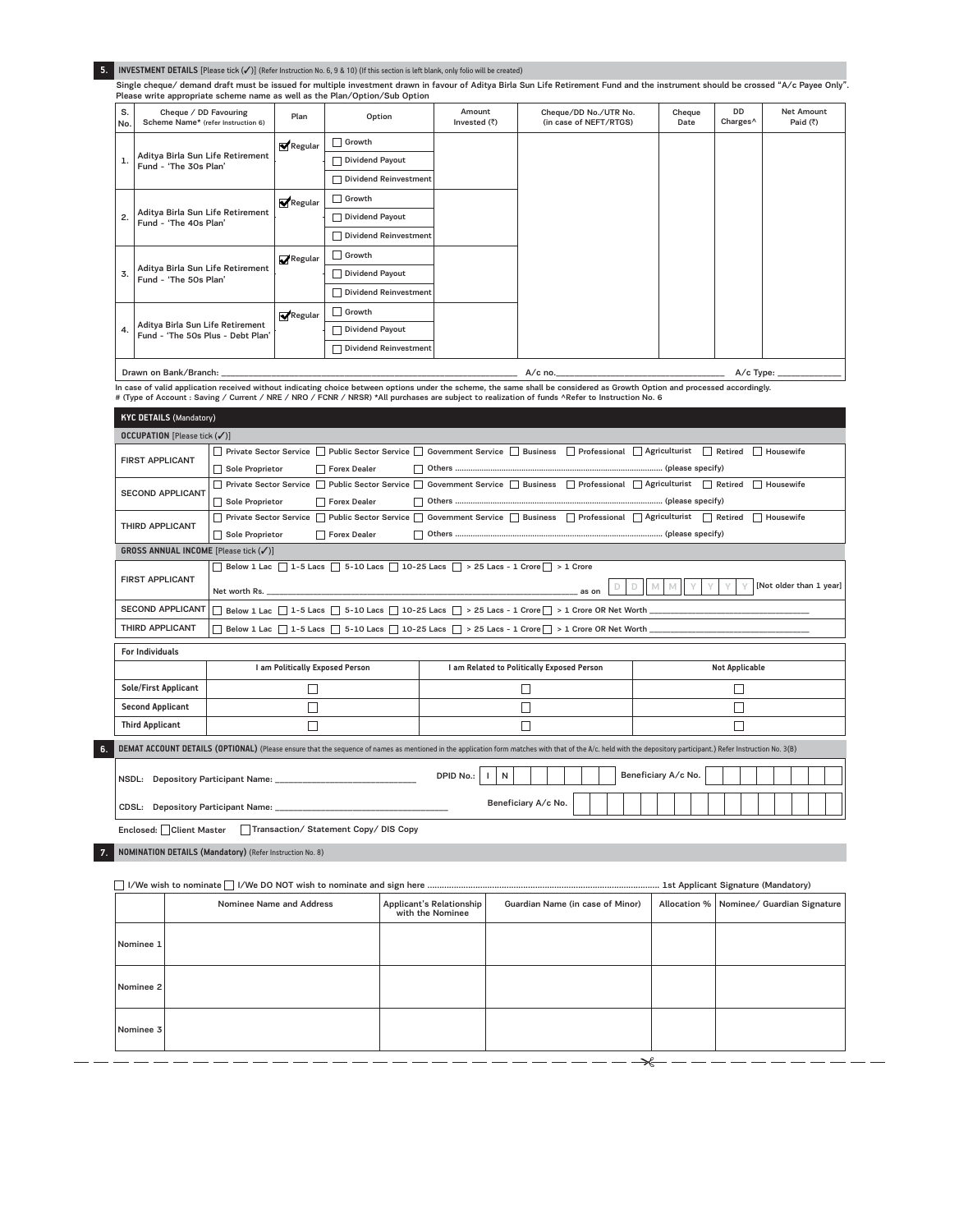## 5. INVESTMENT DETAILS [Please tick (✓)] (Refer Instruction No. 6, 9 & 10) (If this section is left blank, only folio will be created)

Single cheque/ demand draft must be issued for multiple investment drawn in favour of Aditya Birla Sun Life Retirement Fund and the instrument should be crossed "A/c Payee Only". Please write appropriate scheme name as well as the Plan/Option/Sub Option

| S. No. | Cheque / DD Favouring Scheme Name* (refer Instruction 6) | Plan | Option | Amount Invested (₹) | Cheque/DD No./UTR No. (in case of NEFT/RTGS) | Cheque Date | DD Charges^ | Net Amount Paid (₹) |
|---|---|---|---|---|---|---|---|---|
| 1. | Aditya Birla Sun Life Retirement Fund - 'The 30s Plan' | ☑ Regular | ☐ Growth ☐ Dividend Payout ☐ Dividend Reinvestment | | | | | |
| 2. | Aditya Birla Sun Life Retirement Fund - 'The 40s Plan' | ☑ Regular | ☐ Growth ☐ Dividend Payout ☐ Dividend Reinvestment | | | | | |
| 3. | Aditya Birla Sun Life Retirement Fund - 'The 50s Plan' | ☑ Regular | ☐ Growth ☐ Dividend Payout ☐ Dividend Reinvestment | | | | | |
| 4. | Aditya Birla Sun Life Retirement Fund - 'The 50s Plus - Debt Plan' | ☑ Regular | ☐ Growth ☐ Dividend Payout ☐ Dividend Reinvestment | | | | | |

Drawn on Bank/Branch: ________________ A/c no.________________ A/c Type: ________

In case of valid application received without indicating choice between options under the scheme, the same shall be considered as Growth Option and processed accordingly.
# (Type of Account : Saving / Current / NRE / NRO / FCNR / NRSR) *All purchases are subject to realization of funds ^Refer to Instruction No. 6

### KYC DETAILS (Mandatory)

**OCCUPATION** [Please tick (✓)]

| | |
|---|---|
| FIRST APPLICANT | ☐ Private Sector Service ☐ Public Sector Service ☐ Government Service ☐ Business ☐ Professional ☐ Agriculturist ☐ Retired ☐ Housewife ☐ Sole Proprietor ☐ Forex Dealer ☐ Others .................... (please specify) |
| SECOND APPLICANT | ☐ Private Sector Service ☐ Public Sector Service ☐ Government Service ☐ Business ☐ Professional ☐ Agriculturist ☐ Retired ☐ Housewife ☐ Sole Proprietor ☐ Forex Dealer ☐ Others .................... (please specify) |
| THIRD APPLICANT | ☐ Private Sector Service ☐ Public Sector Service ☐ Government Service ☐ Business ☐ Professional ☐ Agriculturist ☐ Retired ☐ Housewife ☐ Sole Proprietor ☐ Forex Dealer ☐ Others .................... (please specify) |

**GROSS ANNUAL INCOME** [Please tick (✓)]

| | |
|---|---|
| FIRST APPLICANT | ☐ Below 1 Lac ☐ 1-5 Lacs ☐ 5-10 Lacs ☐ 10-25 Lacs ☐ > 25 Lacs - 1 Crore ☐ > 1 Crore Net worth Rs. ____________ as on D D M M Y Y Y Y [Not older than 1 year] |
| SECOND APPLICANT | ☐ Below 1 Lac ☐ 1-5 Lacs ☐ 5-10 Lacs ☐ 10-25 Lacs ☐ > 25 Lacs - 1 Crore ☐ > 1 Crore OR Net Worth ____________ |
| THIRD APPLICANT | ☐ Below 1 Lac ☐ 1-5 Lacs ☐ 5-10 Lacs ☐ 10-25 Lacs ☐ > 25 Lacs - 1 Crore ☐ > 1 Crore OR Net Worth ____________ |

**For Individuals**

| | I am Politically Exposed Person | I am Related to Politically Exposed Person | Not Applicable |
|---|---|---|---|
| Sole/First Applicant | ☐ | ☐ | ☐ |
| Second Applicant | ☐ | ☐ | ☐ |
| Third Applicant | ☐ | ☐ | ☐ |

## 6. DEMAT ACCOUNT DETAILS (OPTIONAL)

(Please ensure that the sequence of names as mentioned in the application form matches with that of the A/c. held with the depository participant.) Refer Instruction No. 3(B)

NSDL: Depository Participant Name: ____________ DPID No.: I N ______ Beneficiary A/c No. ____________

CDSL: Depository Participant Name: ____________ Beneficiary A/c No. ____________

Enclosed: ☐ Client Master ☐ Transaction/ Statement Copy/ DIS Copy

## 7. NOMINATION DETAILS (Mandatory) (Refer Instruction No. 8)

☐ I/We wish to nominate ☐ I/We DO NOT wish to nominate and sign here .................................... 1st Applicant Signature (Mandatory)

| | Nominee Name and Address | Applicant's Relationship with the Nominee | Guardian Name (in case of Minor) | Allocation % | Nominee/ Guardian Signature |
|---|---|---|---|---|---|
| Nominee 1 | | | | | |
| Nominee 2 | | | | | |
| Nominee 3 | | | | | |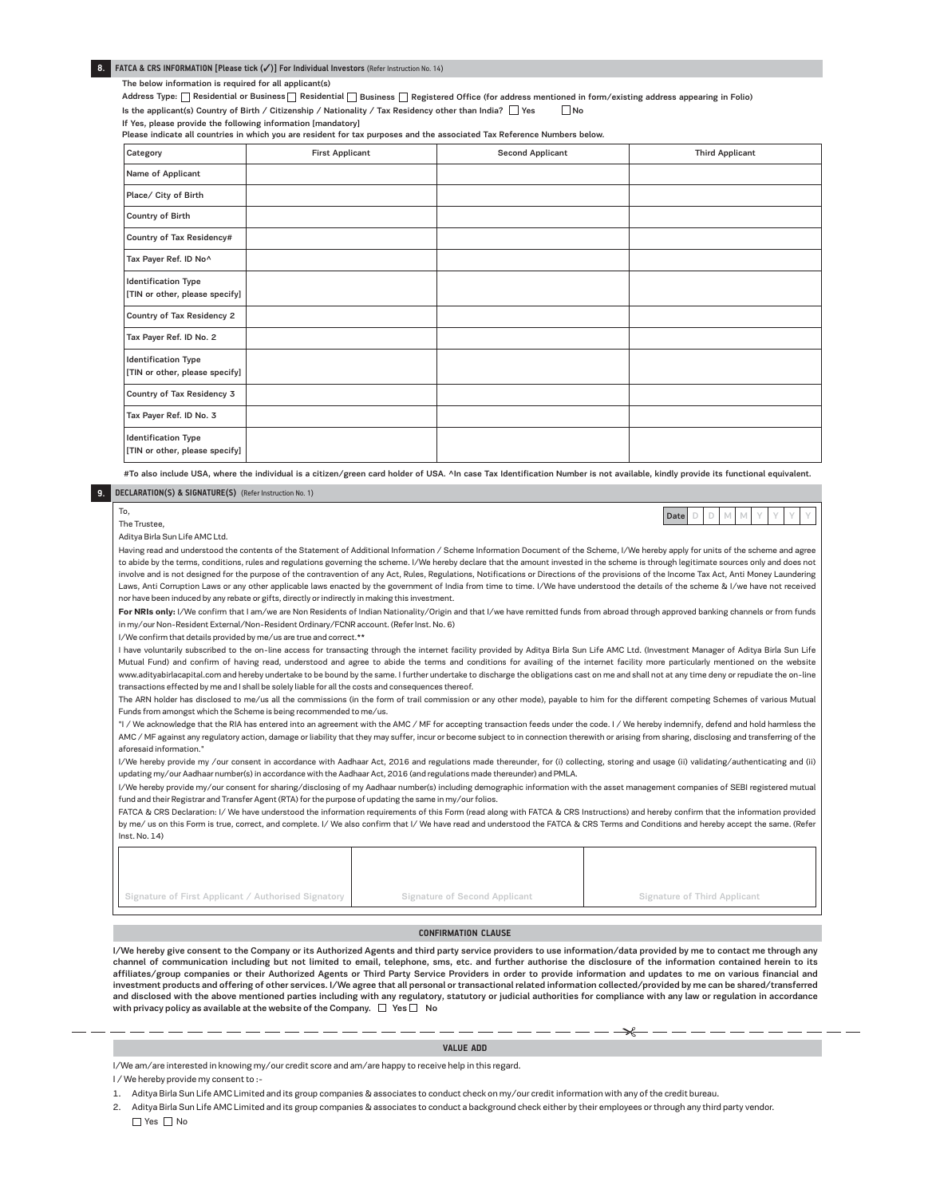## 8. FATCA & CRS INFORMATION [Please tick (✓)] For Individual Investors (Refer Instruction No. 14)

The below information is required for all applicant(s)

Address Type: ☐ Residential or Business ☐ Residential ☐ Business ☐ Registered Office (for address mentioned in form/existing address appearing in Folio)

Is the applicant(s) Country of Birth / Citizenship / Nationality / Tax Residency other than India? ☐ Yes ☐ No

If Yes, please provide the following information [mandatory]

Please indicate all countries in which you are resident for tax purposes and the associated Tax Reference Numbers below.

| Category | First Applicant | Second Applicant | Third Applicant |
|---|---|---|---|
| Name of Applicant | | | |
| Place/ City of Birth | | | |
| Country of Birth | | | |
| Country of Tax Residency# | | | |
| Tax Payer Ref. ID No^ | | | |
| Identification Type [TIN or other, please specify] | | | |
| Country of Tax Residency 2 | | | |
| Tax Payer Ref. ID No. 2 | | | |
| Identification Type [TIN or other, please specify] | | | |
| Country of Tax Residency 3 | | | |
| Tax Payer Ref. ID No. 3 | | | |
| Identification Type [TIN or other, please specify] | | | |

#To also include USA, where the individual is a citizen/green card holder of USA. ^In case Tax Identification Number is not available, kindly provide its functional equivalent.

## 9. DECLARATION(S) & SIGNATURE(S) (Refer Instruction No. 1)

To,
The Trustee,
Aditya Birla Sun Life AMC Ltd.

Date D D M M Y Y Y Y

Having read and understood the contents of the Statement of Additional Information / Scheme Information Document of the Scheme, I/We hereby apply for units of the scheme and agree to abide by the terms, conditions, rules and regulations governing the scheme. I/We hereby declare that the amount invested in the scheme is through legitimate sources only and does not involve and is not designed for the purpose of the contravention of any Act, Rules, Regulations, Notifications or Directions of the provisions of the Income Tax Act, Anti Money Laundering Laws, Anti Corruption Laws or any other applicable laws enacted by the government of India from time to time. I/We have understood the details of the scheme & I/we have not received nor have been induced by any rebate or gifts, directly or indirectly in making this investment.

**For NRIs only:** I/We confirm that I am/we are Non Residents of Indian Nationality/Origin and that I/we have remitted funds from abroad through approved banking channels or from funds in my/our Non-Resident External/Non-Resident Ordinary/FCNR account. (Refer Inst. No. 6)

I/We confirm that details provided by me/us are true and correct.**

I have voluntarily subscribed to the on-line access for transacting through the internet facility provided by Aditya Birla Sun Life AMC Ltd. (Investment Manager of Aditya Birla Sun Life Mutual Fund) and confirm of having read, understood and agree to abide the terms and conditions for availing of the internet facility more particularly mentioned on the website www.adityabirlacapital.com and hereby undertake to be bound by the same. I further undertake to discharge the obligations cast on me and shall not at any time deny or repudiate the on-line transactions effected by me and I shall be solely liable for all the costs and consequences thereof.

The ARN holder has disclosed to me/us all the commissions (in the form of trail commission or any other mode), payable to him for the different competing Schemes of various Mutual Funds from amongst which the Scheme is being recommended to me/us.

"I / We acknowledge that the RIA has entered into an agreement with the AMC / MF for accepting transaction feeds under the code. I / We hereby indemnify, defend and hold harmless the AMC / MF against any regulatory action, damage or liability that they may suffer, incur or become subject to in connection therewith or arising from sharing, disclosing and transferring of the aforesaid information."

I/We hereby provide my /our consent in accordance with Aadhaar Act, 2016 and regulations made thereunder, for (i) collecting, storing and usage (ii) validating/authenticating and (ii) updating my/our Aadhaar number(s) in accordance with the Aadhaar Act, 2016 (and regulations made thereunder) and PMLA.

I/We hereby provide my/our consent for sharing/disclosing of my Aadhaar number(s) including demographic information with the asset management companies of SEBI registered mutual fund and their Registrar and Transfer Agent (RTA) for the purpose of updating the same in my/our folios.

FATCA & CRS Declaration: I/ We have understood the information requirements of this Form (read along with FATCA & CRS Instructions) and hereby confirm that the information provided by me/ us on this Form is true, correct, and complete. I/ We also confirm that I/ We have read and understood the FATCA & CRS Terms and Conditions and hereby accept the same. (Refer Inst. No. 14)

| Signature of First Applicant / Authorised Signatory | Signature of Second Applicant | Signature of Third Applicant |
|---|---|---|
| | | |

### CONFIRMATION CLAUSE

**I/We hereby give consent to the Company or its Authorized Agents and third party service providers to use information/data provided by me to contact me through any channel of communication including but not limited to email, telephone, sms, etc. and further authorise the disclosure of the information contained herein to its affiliates/group companies or their Authorized Agents or Third Party Service Providers in order to provide information and updates to me on various financial and investment products and offering of other services. I/We agree that all personal or transactional related information collected/provided by me can be shared/transferred and disclosed with the above mentioned parties including with any regulatory, statutory or judicial authorities for compliance with any law or regulation in accordance with privacy policy as available at the website of the Company.** ☐ Yes ☐ No

### VALUE ADD

I/We am/are interested in knowing my/our credit score and am/are happy to receive help in this regard.

I / We hereby provide my consent to :-

1. Aditya Birla Sun Life AMC Limited and its group companies & associates to conduct check on my/our credit information with any of the credit bureau.
2. Aditya Birla Sun Life AMC Limited and its group companies & associates to conduct a background check either by their employees or through any third party vendor.

☐ Yes ☐ No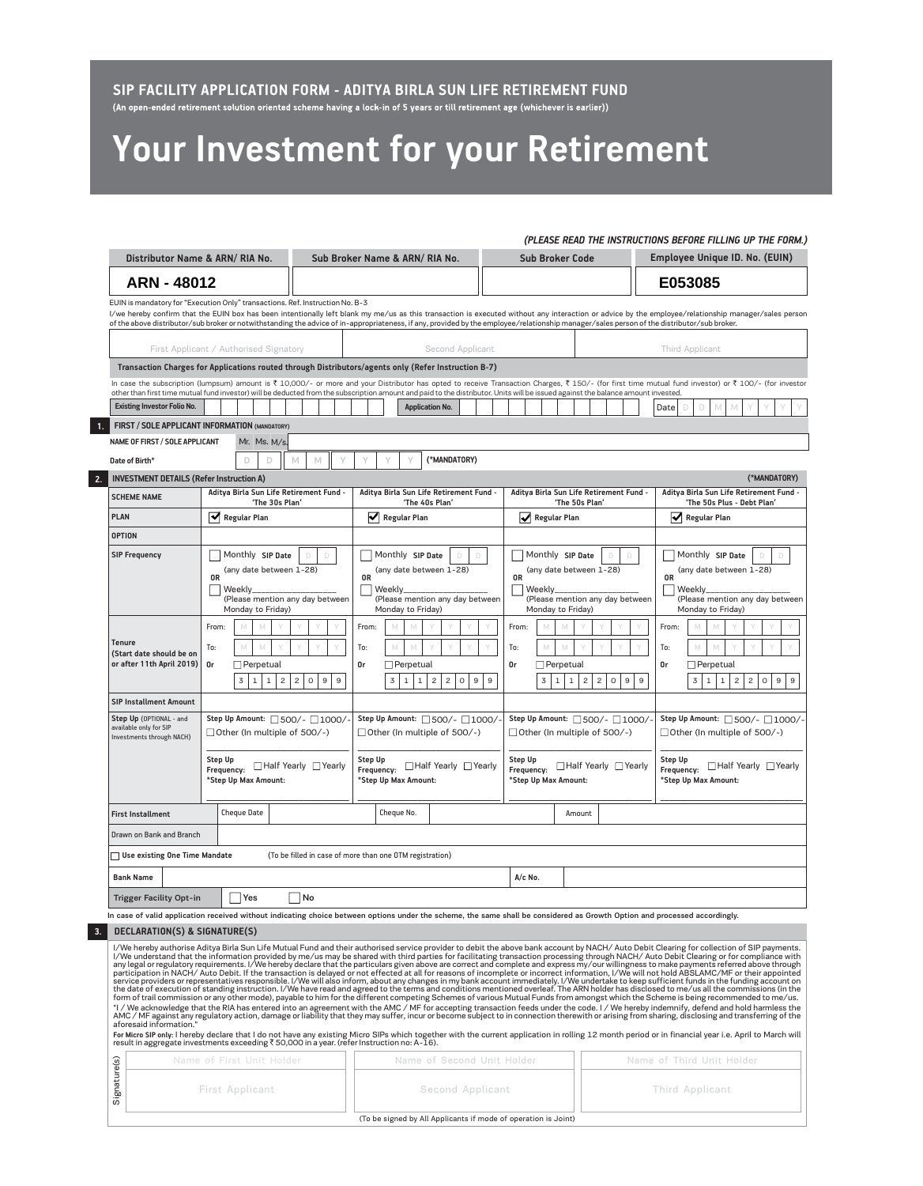# SIP FACILITY APPLICATION FORM - ADITYA BIRLA SUN LIFE RETIREMENT FUND

(An open-ended retirement solution oriented scheme having a lock-in of 5 years or till retirement age (whichever is earlier))

# Your Investment for your Retirement

*(PLEASE READ THE INSTRUCTIONS BEFORE FILLING UP THE FORM.)*

| Distributor Name & ARN/ RIA No. | Sub Broker Name & ARN/ RIA No. | Sub Broker Code | Employee Unique ID. No. (EUIN) |
|---|---|---|---|
| ARN - 48012 | | | E053085 |

EUIN is mandatory for "Execution Only" transactions. Ref. Instruction No. B-3

I/We hereby confirm that the EUIN box has been intentionally left blank my me/us as this transaction is executed without any interaction or advice by the employee/relationship manager/sales person of the above distributor/sub broker or notwithstanding the advice of in-appropriateness, if any, provided by the employee/relationship manager/sales person of the distributor/sub broker.

| First Applicant / Authorised Signatory | Second Applicant | Third Applicant |
|---|---|---|
| | | |

**Transaction Charges for Applications routed through Distributors/agents only (Refer Instruction B-7)**

In case the subscription (lumpsum) amount is ₹ 10,000/- or more and your Distributor has opted to receive Transaction Charges, ₹ 150/- (for first time mutual fund investor) or ₹ 100/- (for investor other than first time mutual fund investor) will be deducted from the subscription amount and paid to the distributor. Units will be issued against the balance amount invested.

**Existing Investor Folio No.** ______ **Application No.** ______ Date D D M M Y Y Y Y

## 1. FIRST / SOLE APPLICANT INFORMATION (MANDATORY)

**NAME OF FIRST / SOLE APPLICANT** Mr. Ms. M/s. ______

**Date of Birth*** D D M M Y Y Y Y (*MANDATORY)

## 2. INVESTMENT DETAILS (Refer Instruction A) (*MANDATORY)

| SCHEME NAME | Aditya Birla Sun Life Retirement Fund - 'The 30s Plan' | Aditya Birla Sun Life Retirement Fund - 'The 40s Plan' | Aditya Birla Sun Life Retirement Fund - 'The 50s Plan' | Aditya Birla Sun Life Retirement Fund - 'The 50s Plus - Debt Plan' |
|---|---|---|---|---|
| PLAN | ☑ Regular Plan | ☑ Regular Plan | ☑ Regular Plan | ☑ Regular Plan |
| OPTION | | | | |
| SIP Frequency | ☐ Monthly SIP Date D D (any date between 1-28) OR ☐ Weekly______ (Please mention any day between Monday to Friday) | ☐ Monthly SIP Date D D (any date between 1-28) OR ☐ Weekly______ (Please mention any day between Monday to Friday) | ☐ Monthly SIP Date D D (any date between 1-28) OR ☐ Weekly______ (Please mention any day between Monday to Friday) | ☐ Monthly SIP Date D D (any date between 1-28) OR ☐ Weekly______ (Please mention any day between Monday to Friday) |
| Tenure (Start date should be on or after 11th April 2019) | From: M M Y Y Y Y To: M M Y Y Y Y Or ☐ Perpetual 3 1 1 2 2 0 9 9 | From: M M Y Y Y Y To: M M Y Y Y Y Or ☐ Perpetual 3 1 1 2 2 0 9 9 | From: M M Y Y Y Y To: M M Y Y Y Y Or ☐ Perpetual 3 1 1 2 2 0 9 9 | From: M M Y Y Y Y To: M M Y Y Y Y Or ☐ Perpetual 3 1 1 2 2 0 9 9 |
| SIP Installment Amount | | | | |
| Step Up (OPTIONAL - and available only for SIP Investments through NACH) | Step Up Amount: ☐ 500/- ☐ 1000/- ☐ Other (In multiple of 500/-) ______ Step Up Frequency: ☐ Half Yearly ☐ Yearly *Step Up Max Amount: ______ | Step Up Amount: ☐ 500/- ☐ 1000/- ☐ Other (In multiple of 500/-) ______ Step Up Frequency: ☐ Half Yearly ☐ Yearly *Step Up Max Amount: ______ | Step Up Amount: ☐ 500/- ☐ 1000/- ☐ Other (In multiple of 500/-) ______ Step Up Frequency: ☐ Half Yearly ☐ Yearly *Step Up Max Amount: ______ | Step Up Amount: ☐ 500/- ☐ 1000/- ☐ Other (In multiple of 500/-) ______ Step Up Frequency: ☐ Half Yearly ☐ Yearly *Step Up Max Amount: ______ |

| First Installment | Cheque Date | | Cheque No. | | Amount | |
|---|---|---|---|---|---|---|
| Drawn on Bank and Branch | | | | | | |

☐ **Use existing One Time Mandate** (To be filled in case of more than one OTM registration)

| Bank Name | | A/c No. | |
|---|---|---|---|

**Trigger Facility Opt-in** ☐ Yes ☐ No

In case of valid application received without indicating choice between options under the scheme, the same shall be considered as Growth Option and processed accordingly.

## 3. DECLARATION(S) & SIGNATURE(S)

I/We hereby authorise Aditya Birla Sun Life Mutual Fund and their authorised service provider to debit the above bank account by NACH/ Auto Debit Clearing for collection of SIP payments. I/We understand that the information provided by me/us may be shared with third parties for facilitating transaction processing through NACH/ Auto Debit Clearing or for compliance with any legal or regulatory requirements. I/We hereby declare that the particulars given above are correct and complete and express my/our willingness to make payments referred above through participation in NACH/ Auto Debit. If the transaction is delayed or not effected at all for reasons of incomplete or incorrect information, I/We will not hold ABSLAMC/MF or their appointed service providers or representatives responsible. I/We will also inform, about any changes in my bank account immediately. I/We undertake to keep sufficient funds in the funding account on the date of execution of standing instruction. I/We have read and agreed to the terms and conditions mentioned overleaf. The ARN holder has disclosed to me/us all the commissions (in the form of trail commission or any other mode), payable to him for the different competing Schemes of various Mutual Funds from amongst which the Scheme is being recommended to me/us.

"I / We acknowledge that the RIA has entered into an agreement with the AMC / MF for accepting transaction feeds under the code. I / We hereby indemnify, defend and hold harmless the AMC / MF against any regulatory action, damage or liability that they may suffer, incur or become subject to in connection therewith or arising from sharing, disclosing and transferring of the aforesaid information."

**For Micro SIP only:** I hereby declare that I do not have any existing Micro SIPs which together with the current application in rolling 12 month period or in financial year i.e. April to March will result in aggregate investments exceeding ₹ 50,000 in a year. (refer Instruction no: A-16).

| Signature(s) | Name of First Unit Holder | Name of Second Unit Holder | Name of Third Unit Holder |
|---|---|---|---|
| | First Applicant | Second Applicant | Third Applicant |

(To be signed by All Applicants if mode of operation is Joint)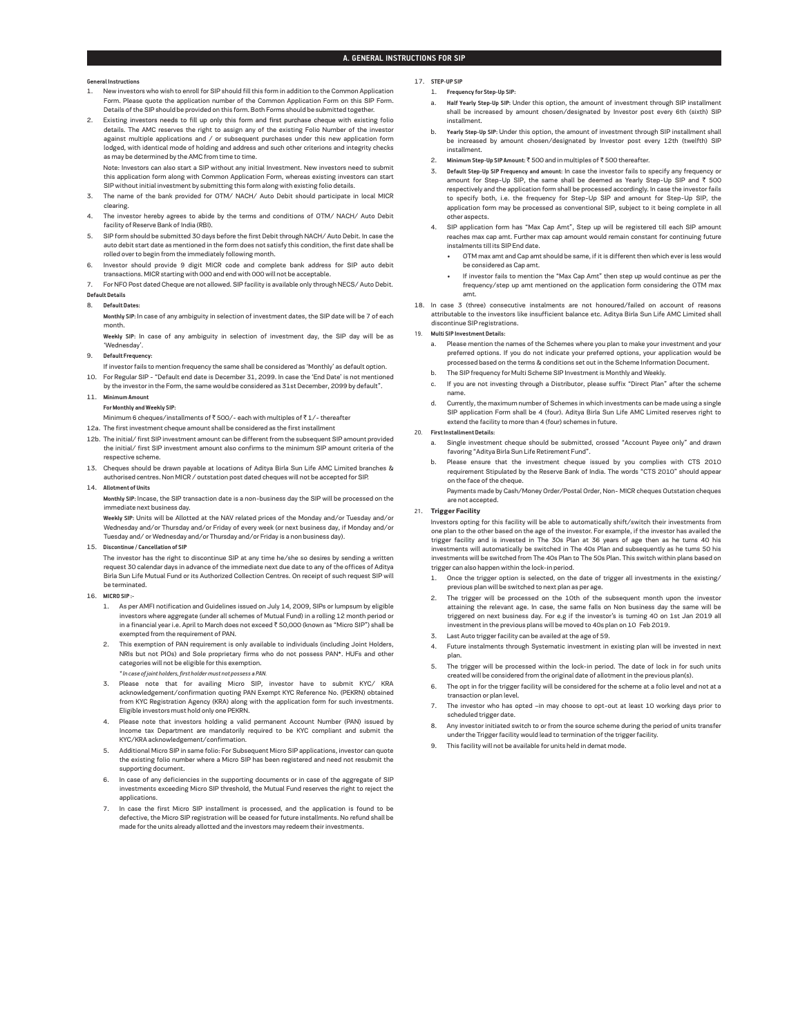## A. GENERAL INSTRUCTIONS FOR SIP

**General Instructions**

1. New investors who wish to enroll for SIP should fill this form in addition to the Common Application Form. Please quote the application number of the Common Application Form on this SIP Form. Details of the SIP should be provided on this form. Both Forms should be submitted together.
2. Existing investors needs to fill up only this form and first purchase cheque with existing folio details. The AMC reserves the right to assign any of the existing Folio Number of the investor against multiple applications and / or subsequent purchases under this new application form lodged, with identical mode of holding and address and such other criterions and integrity checks as may be determined by the AMC from time to time.

   Note: Investors can also start a SIP without any initial Investment. New investors need to submit this application form along with Common Application Form, whereas existing investors can start SIP without initial investment by submitting this form along with existing folio details.
3. The name of the bank provided for OTM/ NACH/ Auto Debit should participate in local MICR clearing.
4. The investor hereby agrees to abide by the terms and conditions of OTM/ NACH/ Auto Debit facility of Reserve Bank of India (RBI).
5. SIP form should be submitted 30 days before the first Debit through NACH/ Auto Debit. In case the auto debit start date as mentioned in the form does not satisfy this condition, the first date shall be rolled over to begin from the immediately following month.
6. Investor should provide 9 digit MICR code and complete bank address for SIP auto debit transactions. MICR starting with 000 and end with 000 will not be acceptable.
7. For NFO Post dated Cheque are not allowed. SIP facility is available only through NECS/ Auto Debit.

**Default Details**

8. **Default Dates:**

   **Monthly SIP**: In case of any ambiguity in selection of investment dates, the SIP date will be 7 of each month.

   **Weekly SIP**: In case of any ambiguity in selection of investment day, the SIP day will be as 'Wednesday'.
9. **Default Frequency:**

   If investor fails to mention frequency the same shall be considered as 'Monthly' as default option.
10. For Regular SIP - "Default end date is December 31, 2099. In case the 'End Date' is not mentioned by the investor in the Form, the same would be considered as 31st December, 2099 by default".
11. **Minimum Amount**

    **For Monthly and Weekly SIP:**

    Minimum 6 cheques/installments of ₹ 500/- each with multiples of ₹ 1/- thereafter

12a. The first investment cheque amount shall be considered as the first installment

12b. The initial/ first SIP investment amount can be different from the subsequent SIP amount provided the initial/ first SIP investment amount also confirms to the minimum SIP amount criteria of the respective scheme.

13. Cheques should be drawn payable at locations of Aditya Birla Sun Life AMC Limited branches & authorised centres. Non MICR / outstation post dated cheques will not be accepted for SIP.
14. **Allotment of Units**

    **Monthly SIP**: Incase, the SIP transaction date is a non-business day the SIP will be processed on the immediate next business day.

    **Weekly SIP**: Units will be Allotted at the NAV related prices of the Monday and/or Tuesday and/or Wednesday and/or Thursday and/or Friday of every week (or next business day, if Monday and/or Tuesday and/ or Wednesday and/or Thursday and/or Friday is a non business day).
15. **Discontinue / Cancellation of SIP**

    The investor has the right to discontinue SIP at any time he/she so desires by sending a written request 30 calendar days in advance of the immediate next due date to any of the offices of Aditya Birla Sun Life Mutual Fund or its Authorized Collection Centres. On receipt of such request SIP will be terminated.
16. **MICRO SIP :-**
    1. As per AMFI notification and Guidelines issued on July 14, 2009, SIPs or lumpsum by eligible investors where aggregate (under all schemes of Mutual Fund) in a rolling 12 month period or in a financial year i.e. April to March does not exceed ₹ 50,000 (known as "Micro SIP") shall be exempted from the requirement of PAN.
    2. This exemption of PAN requirement is only available to individuals (including Joint Holders, NRIs but not PIOs) and Sole proprietary firms who do not possess PAN*. HUFs and other categories will not be eligible for this exemption.

       *\* In case of joint holders, first holder must not possess a PAN.*
    3. Please note that for availing Micro SIP, investor have to submit KYC/ KRA acknowledgement/confirmation quoting PAN Exempt KYC Reference No. (PEKRN) obtained from KYC Registration Agency (KRA) along with the application form for such investments. Eligible investors must hold only one PEKRN.
    4. Please note that investors holding a valid permanent Account Number (PAN) issued by Income tax Department are mandatorily required to be KYC compliant and submit the KYC/KRA acknowledgement/confirmation.
    5. Additional Micro SIP in same folio: For Subsequent Micro SIP applications, investor can quote the existing folio number where a Micro SIP has been registered and need not resubmit the supporting document.
    6. In case of any deficiencies in the supporting documents or in case of the aggregate of SIP investments exceeding Micro SIP threshold, the Mutual Fund reserves the right to reject the applications.
    7. In case the first Micro SIP installment is processed, and the application is found to be defective, the Micro SIP registration will be ceased for future installments. No refund shall be made for the units already allotted and the investors may redeem their investments.
17. **STEP-UP SIP**
    1. **Frequency for Step-Up SIP:**
       a. **Half Yearly Step-Up SIP**: Under this option, the amount of investment through SIP installment shall be increased by amount chosen/designated by Investor post every 6th (sixth) SIP installment.
       b. **Yearly Step-Up SIP**: Under this option, the amount of investment through SIP installment shall be increased by amount chosen/designated by Investor post every 12th (twelfth) SIP installment.
    2. **Minimum Step-Up SIP Amount:** ₹ 500 and in multiples of ₹ 500 thereafter.
    3. **Default Step-Up SIP Frequency and amount:** In case the investor fails to specify any frequency or amount for Step-Up SIP, the same shall be deemed as Yearly Step-Up SIP and ₹ 500 respectively and the application form shall be processed accordingly. In case the investor fails to specify both, i.e. the frequency for Step-Up SIP and amount for Step-Up SIP, the application form may be processed as conventional SIP, subject to it being complete in all other aspects.
    4. SIP application form has "Max Cap Amt", Step up will be registered till each SIP amount reaches max cap amt. Further max cap amount would remain constant for continuing future instalments till its SIP End date.
       - OTM max amt and Cap amt should be same, if it is different then which ever is less would be considered as Cap amt.
       - If investor fails to mention the "Max Cap Amt" then step up would continue as per the frequency/step up amt mentioned on the application form considering the OTM max amt.
18. In case 3 (three) consecutive instalments are not honoured/failed on account of reasons attributable to the investors like insufficient balance etc. Aditya Birla Sun Life AMC Limited shall discontinue SIP registrations.
19. **Multi SIP Investment Details:**
    a. Please mention the names of the Schemes where you plan to make your investment and your preferred options. If you do not indicate your preferred options, your application would be processed based on the terms & conditions set out in the Scheme Information Document.
    b. The SIP frequency for Multi Scheme SIP Investment is Monthly and Weekly.
    c. If you are not investing through a Distributor, please suffix "Direct Plan" after the scheme name.
    d. Currently, the maximum number of Schemes in which investments can be made using a single SIP application Form shall be 4 (four). Aditya Birla Sun Life AMC Limited reserves right to extend the facility to more than 4 (four) schemes in future.
20. **First Installment Details:**
    a. Single investment cheque should be submitted, crossed "Account Payee only" and drawn favoring "Aditya Birla Sun Life Retirement Fund".
    b. Please ensure that the investment cheque issued by you complies with CTS 2010 requirement Stipulated by the Reserve Bank of India. The words "CTS 2010" should appear on the face of the cheque.

       Payments made by Cash/Money Order/Postal Order, Non- MICR cheques Outstation cheques are not accepted.
21. **Trigger Facility**

    Investors opting for this facility will be able to automatically shift/switch their investments from one plan to the other based on the age of the investor. For example, if the investor has availed the trigger facility and is invested in The 30s Plan at 36 years of age then as he turns 40 his investments will automatically be switched in The 40s Plan and subsequently as he turns 50 his investments will be switched from The 40s Plan to The 50s Plan. This switch within plans based on trigger can also happen within the lock-in period.
    1. Once the trigger option is selected, on the date of trigger all investments in the existing/ previous plan will be switched to next plan as per age.
    2. The trigger will be processed on the 10th of the subsequent month upon the investor attaining the relevant age. In case, the same falls on Non business day the same will be triggered on next business day. For e.g if the investor's is turning 40 on 1st Jan 2019 all investment in the previous plans will be moved to 40s plan on 10 Feb 2019.
    3. Last Auto trigger facility can be availed at the age of 59.
    4. Future instalments through Systematic investment in existing plan will be invested in next plan.
    5. The trigger will be processed within the lock-in period. The date of lock in for such units created will be considered from the original date of allotment in the previous plan(s).
    6. The opt in for the trigger facility will be considered for the scheme at a folio level and not at a transaction or plan level.
    7. The investor who has opted –in may choose to opt-out at least 10 working days prior to scheduled trigger date.
    8. Any investor initiated switch to or from the source scheme during the period of units transfer under the Trigger facility would lead to termination of the trigger facility.
    9. This facility will not be available for units held in demat mode.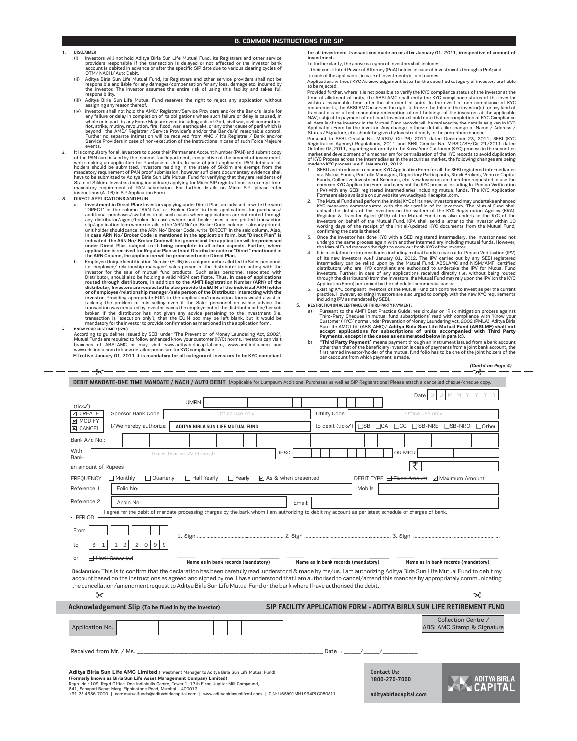## B. COMMON INSTRUCTIONS FOR SIP

1. **DISCLAIMER**
   - (i) Investors will not hold Aditya Birla Sun Life Mutual Fund, its Registrars and other service providers responsible if the transaction is delayed or not effected or the investor bank account is debited in advance or after the specific SIP date due to various clearing cycles of OTM/ NACH/ Auto Debit.
   - (ii) Aditya Birla Sun Life Mutual Fund, its Registrars and other service providers shall not be responsible and liable for any damages/compensation for any loss, damage etc. incurred by the investor. The investor assumes the entire risk of using this facility and takes full responsibility.
   - (iii) Aditya Birla Sun Life Mutual Fund reserves the right to reject any application without assigning any reason thereof.
   - (iv) Investors shall not hold the AMC/ Registrar/Service Providers and/or the Bank/s liable for any failure or delay in completion of its obligations where such failure or delay is caused, in whole or in part, by any Force Majeure event including acts of God, civil war, civil commotion, riot, strike, mutiny, revolution, fire, flood, war, earthquake, or any other cause of peril which is beyond the AMC/ Registrar /Service Provider's and/or the Bank's/s' reasonable control. Further no separate intimation will be received from AMC / It's Registrar / Bank and/or Service Providers in case of non-execution of the instructions in case of such Force Majeure events.
2. It is compulsory for all investors to quote their Permanent Account Number (PAN) and submit copy of the PAN card issued by the Income Tax Department, irrespective of the amount of investment, while making an application for Purchase of Units. In case of joint applicants, PAN details of all holders should be submitted. Investors residing in the state of Sikkim are exempt from the mandatory requirement of PAN proof submission, however sufficient documentary evidence shall have to be submitted to Aditya Birla Sun Life Mutual Fund for verifying that they are residents of State of Sikkim. Investors (being individuals) applying for Micro SIP registrations are exempt from mandatory requirement of PAN submission. For further details on Micro SIP, please refer instructions (A-16) in SIP Application Form.
3. **DIRECT APPLICATIONS AND EUIN**
   - a. **Investment in Direct Plan:** Investors applying under Direct Plan, are advised to write the word 'DIRECT' in the column 'ARN No' or 'Broker Code' in their applications for purchases/ additional purchases/switches in all such cases where applications are not routed through any distributor/agent/broker. In cases where unit holder uses a pre-printed transaction slip/application form where details in the 'ARN No' or 'Broker Code' column is already printed, unit holder should cancel the ARN No/ Broker Code, write 'DIRECT' in the said column. **Also, in case ARN No/ Broker Code is mentioned in the application form, but "Direct Plan" is indicated, the ARN No/ Broker Code will be ignored and the application will be processed under Direct Plan, subject to it being complete in all other aspects. Further, where application is received for Regular Plan without Distributor code or "Direct" mentioned in the ARN Column, the application will be processed under Direct Plan.**
   - b. Employee Unique Identification Number (EUIN) is a unique number allotted to Sales personnel i.e. employee/ relationship manager/ sales person of the distributor interacting with the investor for the sale of mutual fund products. Such sales personnel associated with Distributor, should also be holding a valid NISM certificate. **Thus, in case of applications routed through distributors, in addition to the AMFI Registration Number (ARN) of the distributor, Investors are requested to also provide the EUIN of the individual ARN holder or of employee/relationship manager/sale person of the Distributor interacting with the investor.** Providing appropriate EUIN in the application/transaction forms would assist in tackling the problem of mis-selling even if the Sales personnel on whose advice the transaction was executed by investor leaves the employment of the distributor or his/her sub broker. If the distributor has not given any advice pertaining to the investment (i.e. transaction is 'execution only'), then the EUIN box may be left blank, but it would be mandatory for the investor to provide confirmation as mentioned in the application form.
4. **KNOW YOUR CUSTOMER (KYC)**
   According to guidelines issued by SEBI under 'The Prevention of Money Laundering Act, 2002', Mutual Funds are required to follow enhanced know your customer (KYC) norms. Investors can visit branches of ABSLAMC or may visit www.adityabirlacapital.com, www.amfiindia.com and www.cdslindia.com to know detailed procedure for KYC compliance.
   **Effective January 01, 2011 it is mandatory for all category of investors to be KYC compliant for all investment transactions made on or after January 01, 2011, irrespective of amount of investment.**
   To further clarify, the above category of investors shall include:
   i. their constituted Power of Attorney (PoA) holder, in case of investments through a PoA; and
   ii. each of the applicants, in case of investments in joint names
   Applications without KYC Acknowledgement letter for the specified category of investors are liable to be rejected.
   Provided further, where it is not possible to verify the KYC compliance status of the investor at the time of allotment of units, the ABSLAMC shall verify the KYC compliance status of the investor within a reasonable time after the allotment of units. In the event of non compliance of KYC requirements, the ABSLAMC reserves the right to freeze the folio of the investor(s) for any kind of transactions or affect mandatory redemption of unit holdings of the investors at the applicable NAV, subject to payment of exit load. Investors should note that on completion of KYC Compliance all details of the investor in the Mutual Fund records will be replaced by the details as given in KYC Application Form by the investor. Any change in these details like change of Name / Address / Status /Signature, etc. should be given by Investor directly in the prescribed manner.
   Pursuant to SEBI Circular No. MIRSD/ Cir-26/ 2011 dated December 23, 2011, SEBI (KYC Registration Agency) Regulations, 2011 and SEBI Circular No. MIRSD/SE/Cir-21/2011 dated October 05, 2011, regarding uniformity in the Know Your Customer (KYC) process in the securities market and development of a mechanism for centralization of the KYC records to avoid duplication of KYC Process across the intermediaries in the securities market, the following changes are being made to KYC process w.e.f. January 01, 2012:
   1. SEBI has introduced a common KYC Application Form for all the SEBI registered intermediaries viz. Mutual Funds, Portfolio Managers, Depository Participants, Stock Brokers, Venture Capital Funds, Collective Investment Schemes, etc. New Investors are therefore requested to use the common KYC Application Form and carry out the KYC process including In-Person Verification (IPV) with any SEBI registered intermediaries including mutual funds. The KYC Application Forms are also available on our website www.adityabirlacapital.com.
   2. The Mutual Fund shall perform the initial KYC of its new investors and may undertake enhanced KYC measures commensurate with the risk profile of its investors. The Mutual Fund shall upload the details of the investors on the system of the KYC Registration Agency (KRA). Registrar & Transfer Agent (RTA) of the Mutual Fund may also undertake the KYC of the investors on behalf of the Mutual Fund. KRA shall send a letter to the investor within 10 working days of the receipt of the initial/updated KYC documents from the Mutual Fund, confirming the details thereof.
   3. Once the investor has done KYC with a SEBI registered intermediary, the investor need not undergo the same process again with another intermediary including mutual funds. However, the Mutual Fund reserves the right to carry out fresh KYC of the investor.
   4. It is mandatory for intermediaries including mutual funds to car out In-Person Verification (IPV) of its new investors w.e.f January 01, 2012. The IPV carried out by any SEBI registered intermediary can be relied upon by the Mutual Fund. ABSLAMC and NISM/AMFI certified distributors who are KYD compliant are authorized to undertake the IPV for Mutual Fund investors. Further, in case of any applications received directly (i.e. without being routed through the distributors) from the investors, the Mutual Fund may rely upon the IPV (on the KYC Application Form) performed by the scheduled commercial banks.
   5. Existing KYC compliant investors of the Mutual Fund can continue to invest as per the current practice. However, existing investors are also urged to comply with the new KYC requirements including IPV as mandated by SEBI.
5. **RESTRICTION ON ACCEPTANCE OF THIRD PARTY PAYMENT:**
   - a) Pursuant to the AMFI Best Practice Guidelines circular on 'Risk mitigation process against Third-Party Cheques in mutual fund subscriptions' read with compliance with 'Know your Customer (KYC)' norms under Prevention of Money Laundering Act, 2002 (PMLA), Aditya Birla Sun Life AMC Ltd. (ABSLAMC)/ **Aditya Birla Sun Life Mutual Fund (ABSLMF) shall not accept applications for subscriptions of units accompanied with Third Party Payments, except in the cases as enumerated below in para (c).**
   - b) **"Third Party Payment"** means payment through an instrument issued from a bank account other than that of the beneficiary investor. In case of payments from a joint bank account, the first named investor/holder of the mutual fund folio has to be one of the joint holders of the bank account from which payment is made.

*(Contd on Page 4)*

---

**DEBIT MANDATE-ONE TIME MANDATE / NACH / AUTO DEBIT** [Applicable for Lumpsum Additional Purchases as well as SIP Registrations] Please attach a cancelled cheque/cheque copy.

(tick✓) ☑ CREATE ☒ MODIFY ☒ CANCEL

UMRN: ______ Date: D D M M Y Y Y Y

Sponsor Bank Code: Office use only | Utility Code: Office use only

I/We hereby authorize: ADITYA BIRLA SUN LIFE MUTUAL FUND to debit (tick✓) ☐SB ☐CA ☐CC ☐SB-NRE ☐SB-NRO ☐Other

Bank A/c No.: ______

With Bank: Bank Name & Branch | IFSC ______ OR MICR ______

an amount of Rupees ______ ₹ ______

FREQUENCY ~~Monthly~~ ~~Quarterly~~ ~~Half Yearly~~ ~~Yearly~~ ☑ As & when presented | DEBIT TYPE ~~Fixed Amount~~ ☑ Maximum Amount

Reference 1: Folio No: ______ Mobile ______

Reference 2: Appln No: ______ Email: ______

I agree for the debit of mandate processing charges by the bank whom I am authorizing to debit my account as per latest schedule of charges of bank.

PERIOD
From ______
to 3 1 1 2 2 0 9 9
or ~~Until Cancelled~~

1. Sign .................... 2. Sign .................... 3. Sign ....................

Name as in bank records (mandatory) | Name as in bank records (mandatory) | Name as in bank records (mandatory)

**Declaration:** This is to confirm that the declaration has been carefully read, understood & made by me/us. I am authorizing Aditya Birla Sun Life Mutual Fund to debit my account based on the instructions as agreed and signed by me. I have understood that I am authorised to cancel/amend this mandate by appropriately communicating the cancellation/amendment request to Aditya Birla Sun Life Mutual Fund or the bank where I have authorised the debit.

---

**Acknowledgement Slip (To be filled in by the Investor)** | **SIP FACILITY APPLICATION FORM - ADITYA BIRLA SUN LIFE RETIREMENT FUND**

Application No. ______ | Collection Centre / ABSLAMC Stamp & Signature

Received from Mr. / Ms. ______ Date : ____/____/______

**Aditya Birla Sun Life AMC Limited** (Investment Manager to Aditya Birla Sun Life Mutual Fund)
**(Formerly known as Birla Sun Life Asset Management Company Limited)**
Regn. No.: 109. Regd Office: One Indiabulls Centre, Tower 1, 17th Floor, Jupiter Mill Compound, 841, Senapati Bapat Marg, Elphinstone Road, Mumbai - 400013
+91 22 4356 7000 | care.mutualfunds@adityabirlacapital.com | www.adityabirlasunlifemf.com | CIN: U65991MH1994PLC080811

**Contact Us:** 1800-270-7000
adityabirlacapital.com

ADITYA BIRLA CAPITAL